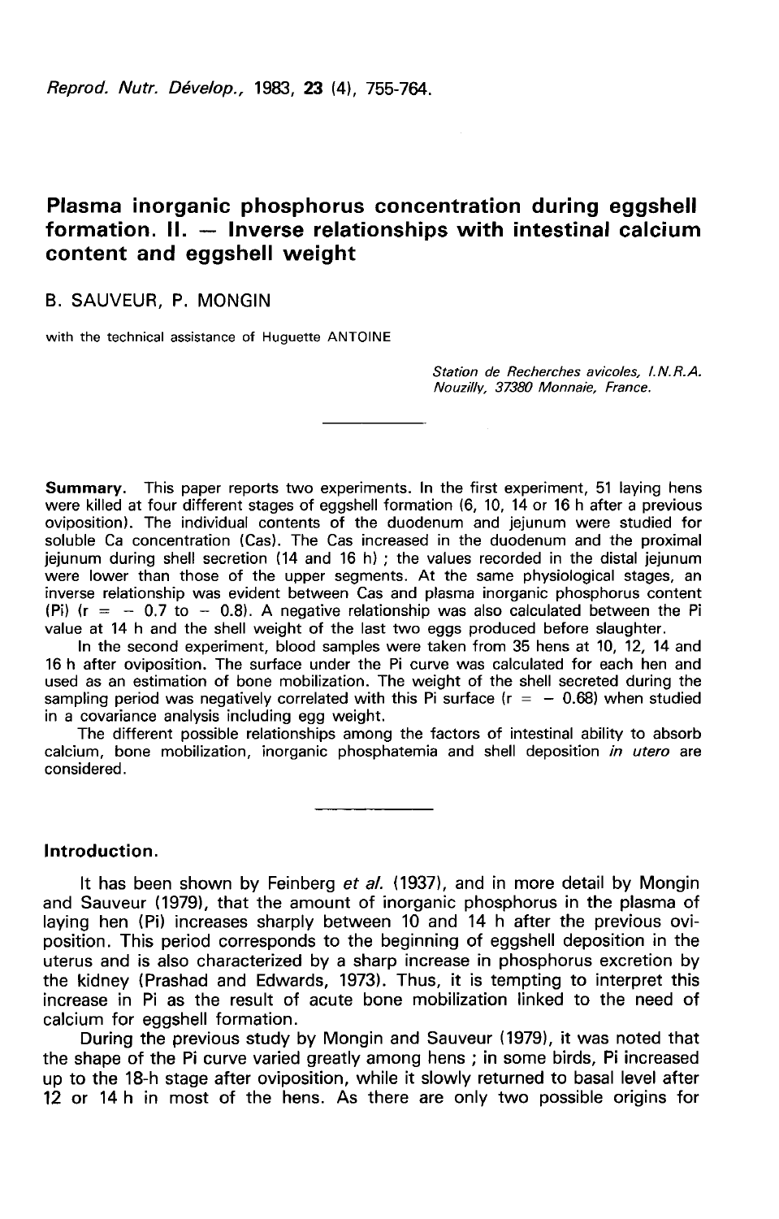# Plasma inorganic phosphorus concentration during eggshell formation. II. — Inverse relationships with intestinal calcium content and eggshell weight

B. SAUVEUR, P. MONGIN

with the technical assistance of Huguette ANTOINE

*Station de Recherches avicoles, I.N.R.A. Nouzilly, 37380 Monnaie, France.*

---

**Summary.** This paper reports two experiments. In the first experiment, 51 laying hens were killed at four different stages of eggshell formation (6, 10, 14 or 16 h after a previous oviposition). The individual contents of the duodenum and jejunum were studied for soluble Ca concentration (Cas). The Cas increased in the duodenum and the proximal jejunum during shell secretion (14 and 16 h) ; the values recorded in the distal jejunum were lower than those of the upper segments. At the same physiological stages, an inverse relationship was evident between Cas and plasma inorganic phosphorus content (Pi) ($r = -0.7$ to $-0.8$). A negative relationship was also calculated between the Pi value at 14 h and the shell weight of the last two eggs produced before slaughter.

In the second experiment, blood samples were taken from 35 hens at 10, 12, 14 and 16 h after oviposition. The surface under the Pi curve was calculated for each hen and used as an estimation of bone mobilization. The weight of the shell secreted during the sampling period was negatively correlated with this Pi surface ($r = -0.68$) when studied in a covariance analysis including egg weight.

The different possible relationships among the factors of intestinal ability to absorb calcium, bone mobilization, inorganic phosphatemia and shell deposition *in utero* are considered.

---

## Introduction.

It has been shown by Feinberg *et al.* (1937), and in more detail by Mongin and Sauveur (1979), that the amount of inorganic phosphorus in the plasma of laying hen (Pi) increases sharply between 10 and 14 h after the previous oviposition. This period corresponds to the beginning of eggshell deposition in the uterus and is also characterized by a sharp increase in phosphorus excretion by the kidney (Prashad and Edwards, 1973). Thus, it is tempting to interpret this increase in Pi as the result of acute bone mobilization linked to the need of calcium for eggshell formation.

During the previous study by Mongin and Sauveur (1979), it was noted that the shape of the Pi curve varied greatly among hens ; in some birds, Pi increased up to the 18-h stage after oviposition, while it slowly returned to basal level after 12 or 14 h in most of the hens. As there are only two possible origins for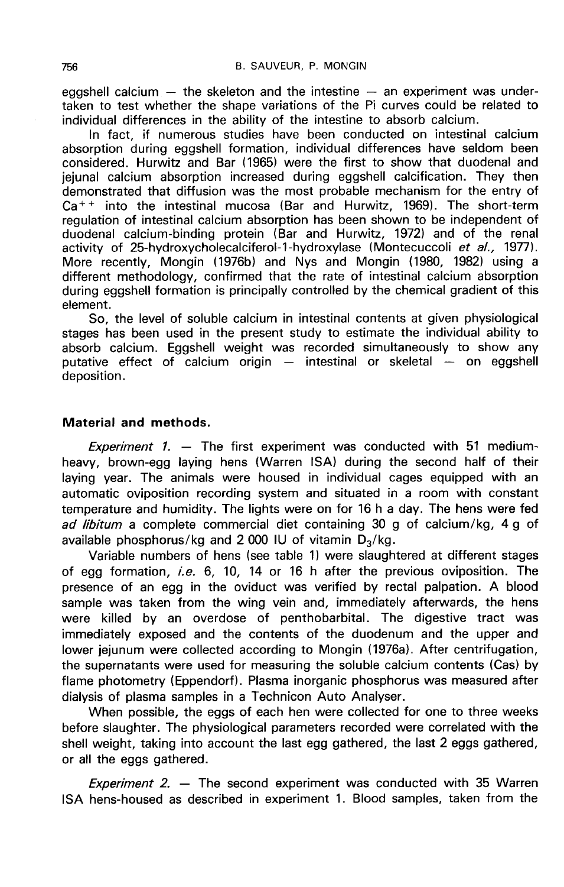eggshell calcium — the skeleton and the intestine — an experiment was undertaken to test whether the shape variations of the Pi curves could be related to individual differences in the ability of the intestine to absorb calcium.

In fact, if numerous studies have been conducted on intestinal calcium absorption during eggshell formation, individual differences have seldom been considered. Hurwitz and Bar (1965) were the first to show that duodenal and jejunal calcium absorption increased during eggshell calcification. They then demonstrated that diffusion was the most probable mechanism for the entry of $Ca^{++}$ into the intestinal mucosa (Bar and Hurwitz, 1969). The short-term regulation of intestinal calcium absorption has been shown to be independent of duodenal calcium-binding protein (Bar and Hurwitz, 1972) and of the renal activity of 25-hydroxycholecalciferol-1-hydroxylase (Montecuccoli *et al.,* 1977). More recently, Mongin (1976b) and Nys and Mongin (1980, 1982) using a different methodology, confirmed that the rate of intestinal calcium absorption during eggshell formation is principally controlled by the chemical gradient of this element.

So, the level of soluble calcium in intestinal contents at given physiological stages has been used in the present study to estimate the individual ability to absorb calcium. Eggshell weight was recorded simultaneously to show any putative effect of calcium origin — intestinal or skeletal — on eggshell deposition.

## Material and methods.

*Experiment 1.* — The first experiment was conducted with 51 medium-heavy, brown-egg laying hens (Warren ISA) during the second half of their laying year. The animals were housed in individual cages equipped with an automatic oviposition recording system and situated in a room with constant temperature and humidity. The lights were on for 16 h a day. The hens were fed *ad libitum* a complete commercial diet containing 30 g of calcium/kg, 4 g of available phosphorus/kg and 2 000 IU of vitamin $D_3$/kg.

Variable numbers of hens (see table 1) were slaughtered at different stages of egg formation, *i.e.* 6, 10, 14 or 16 h after the previous oviposition. The presence of an egg in the oviduct was verified by rectal palpation. A blood sample was taken from the wing vein and, immediately afterwards, the hens were killed by an overdose of penthobarbital. The digestive tract was immediately exposed and the contents of the duodenum and the upper and lower jejunum were collected according to Mongin (1976a). After centrifugation, the supernatants were used for measuring the soluble calcium contents (Cas) by flame photometry (Eppendorf). Plasma inorganic phosphorus was measured after dialysis of plasma samples in a Technicon Auto Analyser.

When possible, the eggs of each hen were collected for one to three weeks before slaughter. The physiological parameters recorded were correlated with the shell weight, taking into account the last egg gathered, the last 2 eggs gathered, or all the eggs gathered.

*Experiment 2.* — The second experiment was conducted with 35 Warren ISA hens-housed as described in experiment 1. Blood samples, taken from the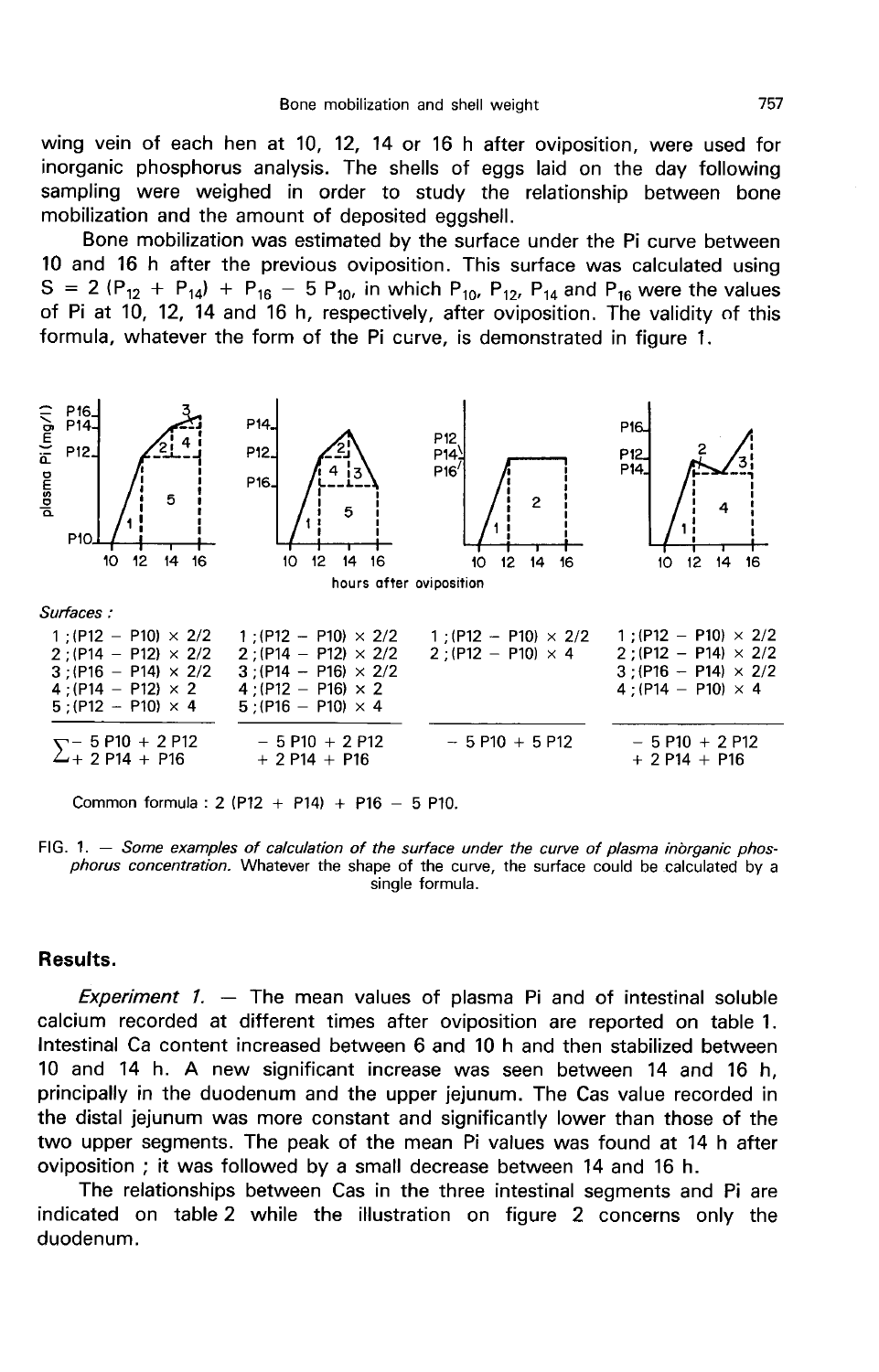wing vein of each hen at 10, 12, 14 or 16 h after oviposition, were used for inorganic phosphorus analysis. The shells of eggs laid on the day following sampling were weighed in order to study the relationship between bone mobilization and the amount of deposited eggshell.

Bone mobilization was estimated by the surface under the Pi curve between 10 and 16 h after the previous oviposition. This surface was calculated using $S = 2(P_{12} + P_{14}) + P_{16} - 5P_{10}$, in which $P_{10}$, $P_{12}$, $P_{14}$ and $P_{16}$ were the values of Pi at 10, 12, 14 and 16 h, respectively, after oviposition. The validity of this formula, whatever the form of the Pi curve, is demonstrated in figure 1.

*Surfaces :*

| Case 1 | Case 2 | Case 3 | Case 4 |
|---|---|---|---|
| 1 ; (P12 − P10) × 2/2 | 1 ; (P12 − P10) × 2/2 | 1 ; (P12 − P10) × 2/2 | 1 ; (P12 − P10) × 2/2 |
| 2 ; (P14 − P12) × 2/2 | 2 ; (P14 − P12) × 2/2 | 2 ; (P12 − P10) × 4 | 2 ; (P12 − P14) × 2/2 |
| 3 ; (P16 − P14) × 2/2 | 3 ; (P14 − P16) × 2/2 | | 3 ; (P16 − P14) × 2/2 |
| 4 ; (P14 − P12) × 2 | 4 ; (P12 − P16) × 2 | | 4 ; (P14 − P10) × 4 |
| 5 ; (P12 − P10) × 4 | 5 ; (P16 − P10) × 4 | | |
| Σ − 5 P10 + 2 P12 + 2 P14 + P16 | − 5 P10 + 2 P12 + 2 P14 + P16 | − 5 P10 + 5 P12 | − 5 P10 + 2 P12 + 2 P14 + P16 |

Common formula : 2 (P12 + P14) + P16 − 5 P10.

FIG. 1. — *Some examples of calculation of the surface under the curve of plasma inorganic phosphorus concentration.* Whatever the shape of the curve, the surface could be calculated by a single formula.

## Results.

*Experiment 1.* — The mean values of plasma Pi and of intestinal soluble calcium recorded at different times after oviposition are reported on table 1. Intestinal Ca content increased between 6 and 10 h and then stabilized between 10 and 14 h. A new significant increase was seen between 14 and 16 h, principally in the duodenum and the upper jejunum. The Cas value recorded in the distal jejunum was more constant and significantly lower than those of the two upper segments. The peak of the mean Pi values was found at 14 h after oviposition ; it was followed by a small decrease between 14 and 16 h.

The relationships between Cas in the three intestinal segments and Pi are indicated on table 2 while the illustration on figure 2 concerns only the duodenum.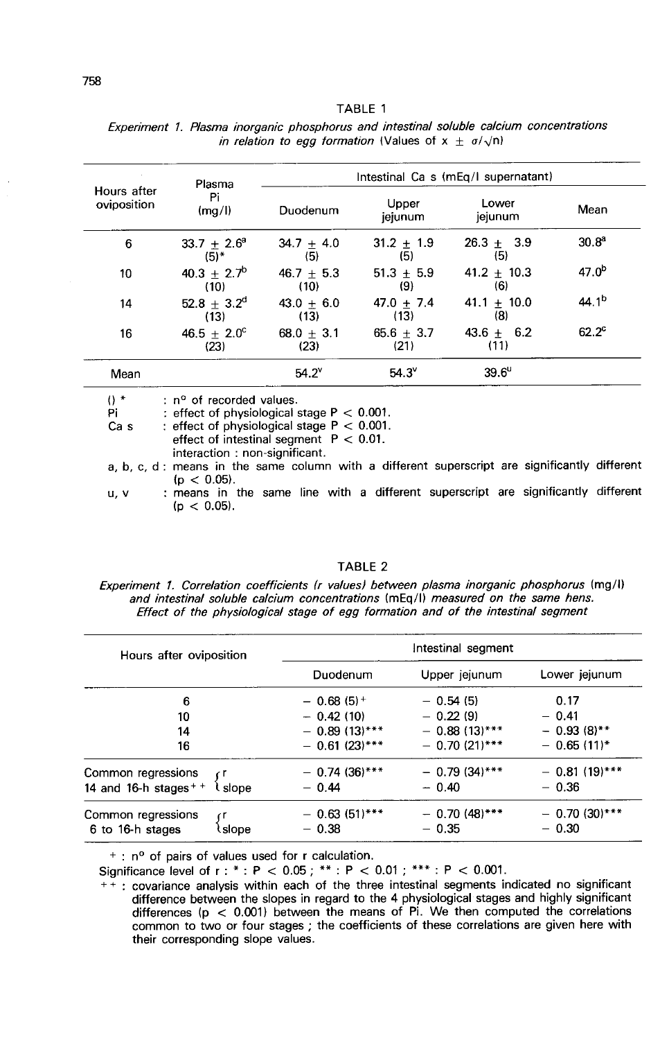TABLE 1

*Experiment 1. Plasma inorganic phosphorus and intestinal soluble calcium concentrations in relation to egg formation* (Values of $x \pm \sigma/\sqrt{n}$)

| Hours after oviposition | Plasma Pi (mg/l) | Intestinal Ca s (mEq/l supernatant) | | | |
|---|---|---|---|---|---|
| | | Duodenum | Upper jejunum | Lower jejunum | Mean |
| 6 | $33.7 \pm 2.6^{a}$ (5)* | $34.7 \pm 4.0$ (5) | $31.2 \pm 1.9$ (5) | $26.3 \pm 3.9$ (5) | $30.8^{a}$ |
| 10 | $40.3 \pm 2.7^{b}$ (10) | $46.7 \pm 5.3$ (10) | $51.3 \pm 5.9$ (9) | $41.2 \pm 10.3$ (6) | $47.0^{b}$ |
| 14 | $52.8 \pm 3.2^{d}$ (13) | $43.0 \pm 6.0$ (13) | $47.0 \pm 7.4$ (13) | $41.1 \pm 10.0$ (8) | $44.1^{b}$ |
| 16 | $46.5 \pm 2.0^{c}$ (23) | $68.0 \pm 3.1$ (23) | $65.6 \pm 3.7$ (21) | $43.6 \pm 6.2$ (11) | $62.2^{c}$ |
| Mean | | $54.2^{v}$ | $54.3^{v}$ | $39.6^{u}$ | |

() * : n° of recorded values.
Pi : effect of physiological stage $P < 0.001$.
Ca s : effect of physiological stage $P < 0.001$.
effect of intestinal segment $P < 0.01$.
interaction : non-significant.
a, b, c, d : means in the same column with a different superscript are significantly different ($p < 0.05$).
u, v : means in the same line with a different superscript are significantly different ($p < 0.05$).

TABLE 2

*Experiment 1. Correlation coefficients (r values) between plasma inorganic phosphorus* (mg/l) *and intestinal soluble calcium concentrations* (mEq/l) *measured on the same hens. Effect of the physiological stage of egg formation and of the intestinal segment*

| Hours after oviposition | | Intestinal segment | | |
|---|---|---|---|---|
| | | Duodenum | Upper jejunum | Lower jejunum |
| 6 | | − 0.68 (5)+ | − 0.54 (5) | 0.17 |
| 10 | | − 0.42 (10) | − 0.22 (9) | − 0.41 |
| 14 | | − 0.89 (13)*** | − 0.88 (13)*** | − 0.93 (8)** |
| 16 | | − 0.61 (23)*** | − 0.70 (21)*** | − 0.65 (11)* |
| Common regressions 14 and 16-h stages++ | r | − 0.74 (36)*** | − 0.79 (34)*** | − 0.81 (19)*** |
| | slope | − 0.44 | − 0.40 | − 0.36 |
| Common regressions 6 to 16-h stages | r | − 0.63 (51)*** | − 0.70 (48)*** | − 0.70 (30)*** |
| | slope | − 0.38 | − 0.35 | − 0.30 |

+ : n° of pairs of values used for r calculation.
Significance level of r : * : $P < 0.05$ ; ** : $P < 0.01$ ; *** : $P < 0.001$.
++ : covariance analysis within each of the three intestinal segments indicated no significant difference between the slopes in regard to the 4 physiological stages and highly significant differences ($p < 0.001$) between the means of Pi. We then computed the correlations common to two or four stages ; the coefficients of these correlations are given here with their corresponding slope values.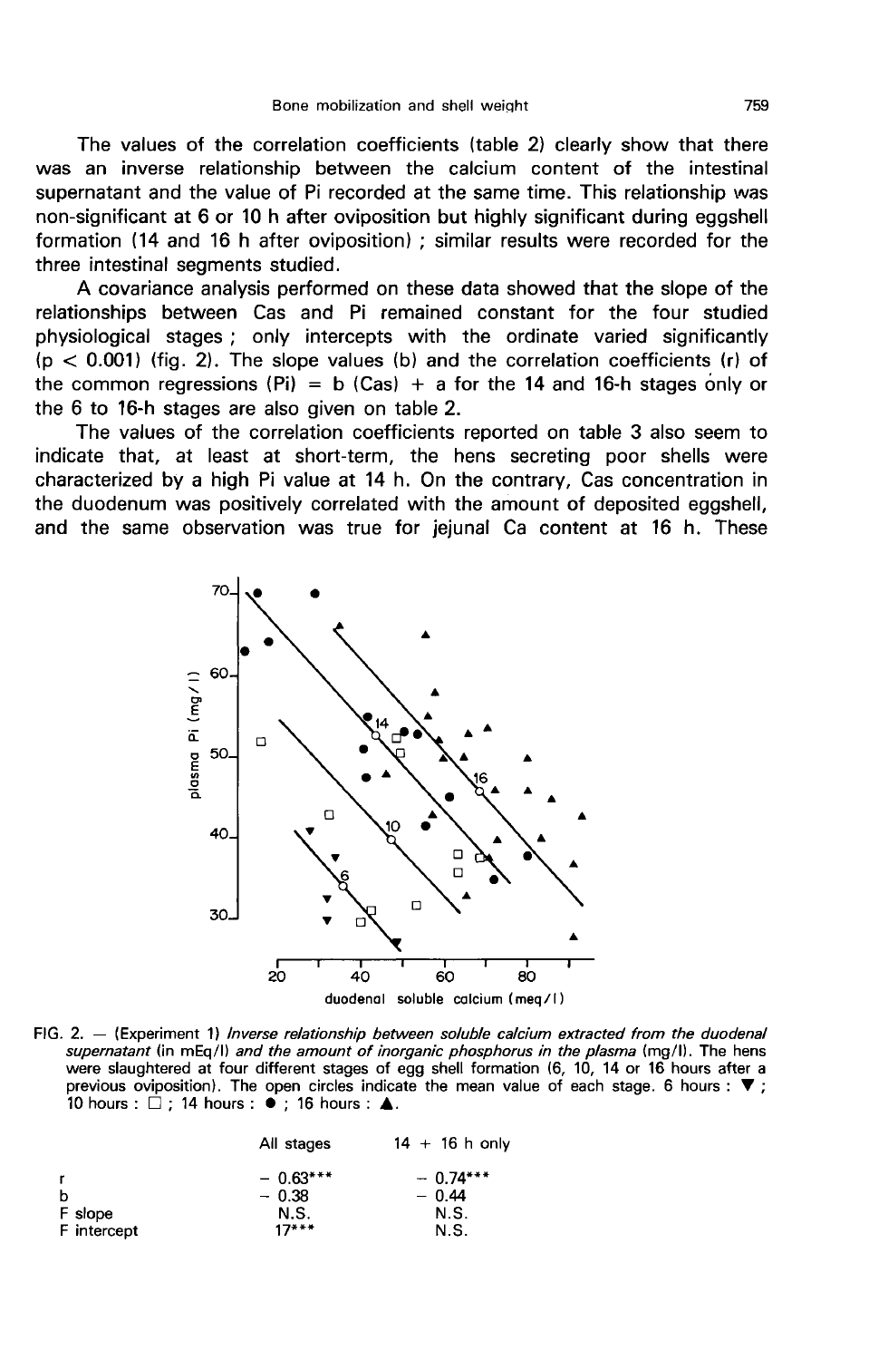The values of the correlation coefficients (table 2) clearly show that there was an inverse relationship between the calcium content of the intestinal supernatant and the value of Pi recorded at the same time. This relationship was non-significant at 6 or 10 h after oviposition but highly significant during eggshell formation (14 and 16 h after oviposition) ; similar results were recorded for the three intestinal segments studied.

A covariance analysis performed on these data showed that the slope of the relationships between Cas and Pi remained constant for the four studied physiological stages ; only intercepts with the ordinate varied significantly ($p < 0.001$) (fig. 2). The slope values (b) and the correlation coefficients (r) of the common regressions (Pi) = b (Cas) + a for the 14 and 16-h stages only or the 6 to 16-h stages are also given on table 2.

The values of the correlation coefficients reported on table 3 also seem to indicate that, at least at short-term, the hens secreting poor shells were characterized by a high Pi value at 14 h. On the contrary, Cas concentration in the duodenum was positively correlated with the amount of deposited eggshell, and the same observation was true for jejunal Ca content at 16 h. These

FIG. 2. — (Experiment 1) *Inverse relationship between soluble calcium extracted from the duodenal supernatant* (in mEq/l) *and the amount of inorganic phosphorus in the plasma* (mg/l). The hens were slaughtered at four different stages of egg shell formation (6, 10, 14 or 16 hours after a previous oviposition). The open circles indicate the mean value of each stage. 6 hours : ▼ ; 10 hours : □ ; 14 hours : ● ; 16 hours : ▲.

| | All stages | 14 + 16 h only |
|---|---|---|
| r | − 0.63*** | − 0.74*** |
| b | − 0.38 | − 0.44 |
| F slope | N.S. | N.S. |
| F intercept | 17*** | N.S. |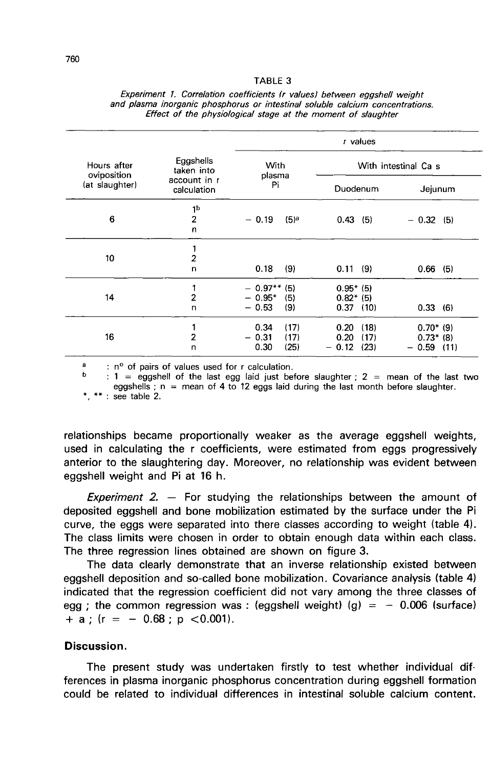TABLE 3

*Experiment 1. Correlation coefficients (r values) between eggshell weight and plasma inorganic phosphorus or intestinal soluble calcium concentrations. Effect of the physiological stage at the moment of slaughter*

| Hours after oviposition (at slaughter) | Eggshells taken into account in r calculation | r values | | |
|---|---|---|---|---|
| | | With plasma Pi | With intestinal Ca s | |
| | | | Duodenum | Jejunum |
| 6 | 1[b] | | | |
| | 2 | – 0.19 (5)[a] | 0.43 (5) | – 0.32 (5) |
| | n | | | |
| 10 | 1 | | | |
| | 2 | | | |
| | n | 0.18 (9) | 0.11 (9) | 0.66 (5) |
| 14 | 1 | – 0.97** (5) | 0.95* (5) | |
| | 2 | – 0.95* (5) | 0.82* (5) | |
| | n | – 0.53 (9) | 0.37 (10) | 0.33 (6) |
| 16 | 1 | 0.34 (17) | 0.20 (18) | 0.70* (9) |
| | 2 | – 0.31 (17) | 0.20 (17) | 0.73* (8) |
| | n | 0.30 (25) | – 0.12 (23) | – 0.59 (11) |

[a] : n° of pairs of values used for r calculation.
[b] : 1 = eggshell of the last egg laid just before slaughter ; 2 = mean of the last two eggshells ; n = mean of 4 to 12 eggs laid during the last month before slaughter.
*, ** : see table 2.

relationships became proportionally weaker as the average eggshell weights, used in calculating the r coefficients, were estimated from eggs progressively anterior to the slaughtering day. Moreover, no relationship was evident between eggshell weight and Pi at 16 h.

*Experiment 2.* — For studying the relationships between the amount of deposited eggshell and bone mobilization estimated by the surface under the Pi curve, the eggs were separated into there classes according to weight (table 4). The class limits were chosen in order to obtain enough data within each class. The three regression lines obtained are shown on figure 3.

The data clearly demonstrate that an inverse relationship existed between eggshell deposition and so-called bone mobilization. Covariance analysis (table 4) indicated that the regression coefficient did not vary among the three classes of egg ; the common regression was : (eggshell weight) (g) = – 0.006 (surface) + a ; ($r = -0.68$ ; $p < 0.001$).

## Discussion.

The present study was undertaken firstly to test whether individual differences in plasma inorganic phosphorus concentration during eggshell formation could be related to individual differences in intestinal soluble calcium content.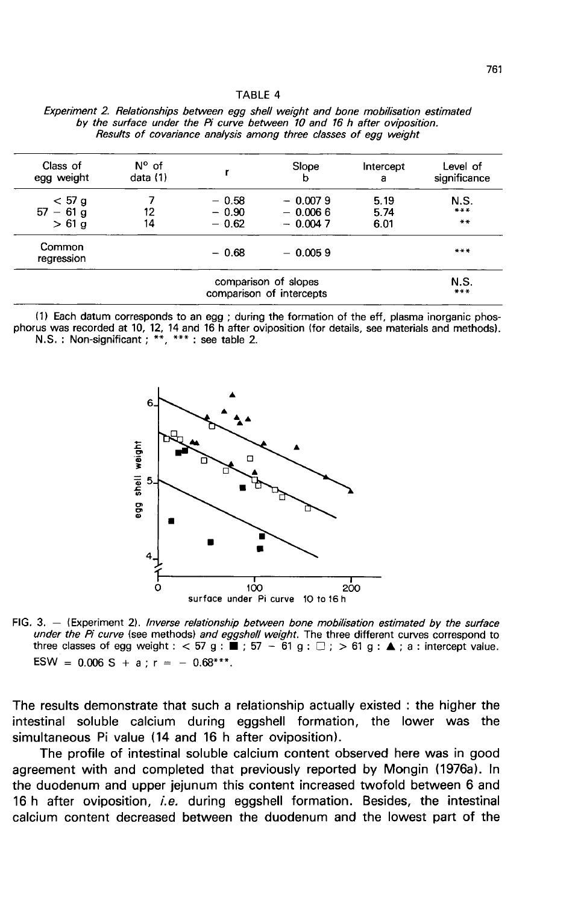TABLE 4

*Experiment 2. Relationships between egg shell weight and bone mobilisation estimated by the surface under the Pi curve between 10 and 16 h after oviposition. Results of covariance analysis among three classes of egg weight*

| Class of egg weight | N° of data (1) | r | Slope b | Intercept a | Level of significance |
|---|---|---|---|---|---|
| < 57 g | 7 | − 0.58 | − 0.007 9 | 5.19 | N.S. |
| 57 − 61 g | 12 | − 0.90 | − 0.006 6 | 5.74 | *** |
| > 61 g | 14 | − 0.62 | − 0.004 7 | 6.01 | ** |
| Common regression | | − 0.68 | − 0.005 9 | | *** |
| | | comparison of slopes | | | N.S. |
| | | comparison of intercepts | | | *** |

(1) Each datum corresponds to an egg ; during the formation of the eff, plasma inorganic phosphorus was recorded at 10, 12, 14 and 16 h after oviposition (for details, see materials and methods).
N.S. : Non-significant ; **, *** : see table 2.

FIG. 3. — (Experiment 2). *Inverse relationship between bone mobilisation estimated by the surface under the Pi curve* (see methods) *and eggshell weight.* The three different curves correspond to three classes of egg weight : < 57 g : ■ ; 57 − 61 g : □ ; > 61 g : ▲ ; a : intercept value.
ESW = 0.006 S + a ; r = − 0.68***.

The results demonstrate that such a relationship actually existed : the higher the intestinal soluble calcium during eggshell formation, the lower was the simultaneous Pi value (14 and 16 h after oviposition).

The profile of intestinal soluble calcium content observed here was in good agreement with and completed that previously reported by Mongin (1976a). In the duodenum and upper jejunum this content increased twofold between 6 and 16 h after oviposition, *i.e.* during eggshell formation. Besides, the intestinal calcium content decreased between the duodenum and the lowest part of the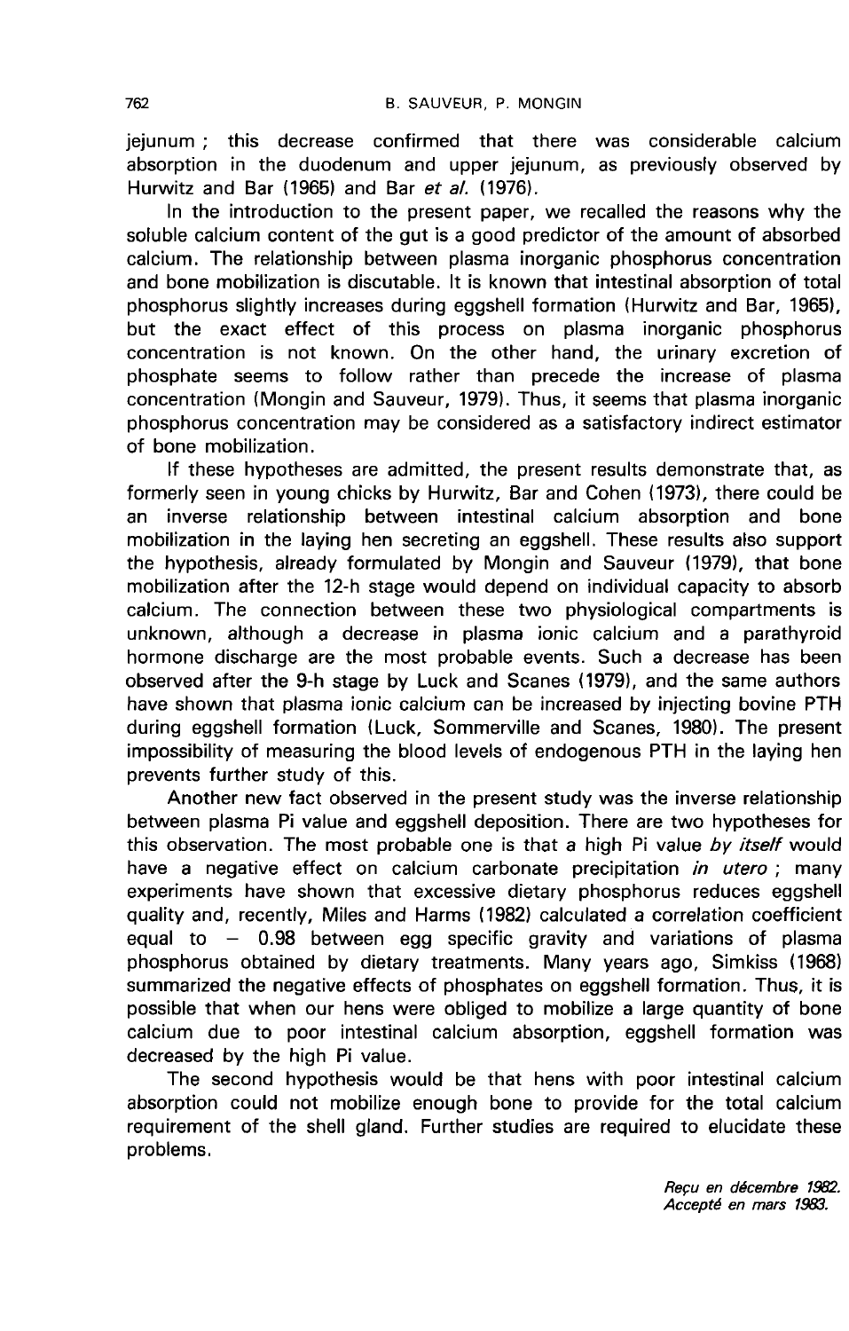jejunum ; this decrease confirmed that there was considerable calcium absorption in the duodenum and upper jejunum, as previously observed by Hurwitz and Bar (1965) and Bar *et al.* (1976).

In the introduction to the present paper, we recalled the reasons why the soluble calcium content of the gut is a good predictor of the amount of absorbed calcium. The relationship between plasma inorganic phosphorus concentration and bone mobilization is discutable. It is known that intestinal absorption of total phosphorus slightly increases during eggshell formation (Hurwitz and Bar, 1965), but the exact effect of this process on plasma inorganic phosphorus concentration is not known. On the other hand, the urinary excretion of phosphate seems to follow rather than precede the increase of plasma concentration (Mongin and Sauveur, 1979). Thus, it seems that plasma inorganic phosphorus concentration may be considered as a satisfactory indirect estimator of bone mobilization.

If these hypotheses are admitted, the present results demonstrate that, as formerly seen in young chicks by Hurwitz, Bar and Cohen (1973), there could be an inverse relationship between intestinal calcium absorption and bone mobilization in the laying hen secreting an eggshell. These results also support the hypothesis, already formulated by Mongin and Sauveur (1979), that bone mobilization after the 12-h stage would depend on individual capacity to absorb calcium. The connection between these two physiological compartments is unknown, although a decrease in plasma ionic calcium and a parathyroid hormone discharge are the most probable events. Such a decrease has been observed after the 9-h stage by Luck and Scanes (1979), and the same authors have shown that plasma ionic calcium can be increased by injecting bovine PTH during eggshell formation (Luck, Sommerville and Scanes, 1980). The present impossibility of measuring the blood levels of endogenous PTH in the laying hen prevents further study of this.

Another new fact observed in the present study was the inverse relationship between plasma Pi value and eggshell deposition. There are two hypotheses for this observation. The most probable one is that a high Pi value *by itself* would have a negative effect on calcium carbonate precipitation *in utero* ; many experiments have shown that excessive dietary phosphorus reduces eggshell quality and, recently, Miles and Harms (1982) calculated a correlation coefficient equal to $-$ 0.98 between egg specific gravity and variations of plasma phosphorus obtained by dietary treatments. Many years ago, Simkiss (1968) summarized the negative effects of phosphates on eggshell formation. Thus, it is possible that when our hens were obliged to mobilize a large quantity of bone calcium due to poor intestinal calcium absorption, eggshell formation was decreased by the high Pi value.

The second hypothesis would be that hens with poor intestinal calcium absorption could not mobilize enough bone to provide for the total calcium requirement of the shell gland. Further studies are required to elucidate these problems.

*Reçu en décembre 1982.*
*Accepté en mars 1983.*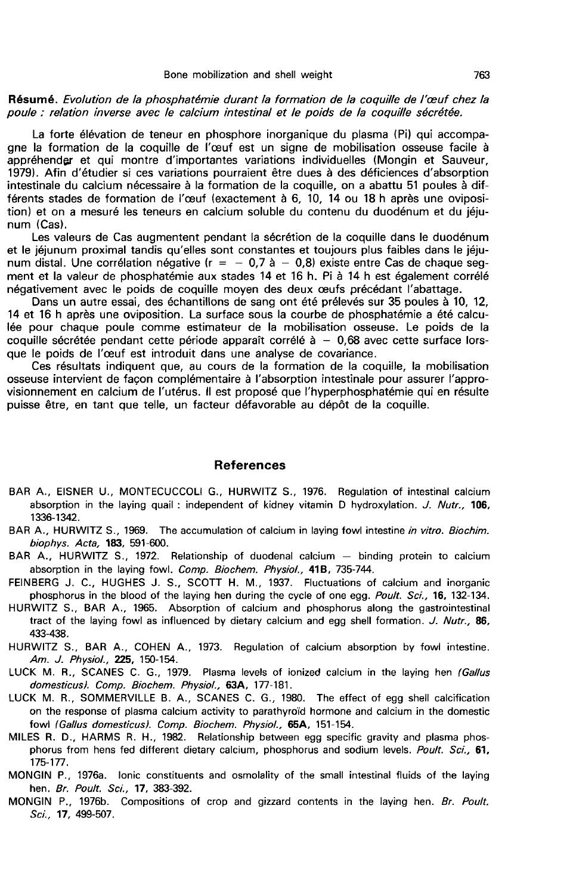**Résumé**. *Evolution de la phosphatémie durant la formation de la coquille de l'œuf chez la poule : relation inverse avec le calcium intestinal et le poids de la coquille sécrétée.*

La forte élévation de teneur en phosphore inorganique du plasma (Pi) qui accompagne la formation de la coquille de l'œuf est un signe de mobilisation osseuse facile à appréhender et qui montre d'importantes variations individuelles (Mongin et Sauveur, 1979). Afin d'étudier si ces variations pourraient être dues à des déficiences d'absorption intestinale du calcium nécessaire à la formation de la coquille, on a abattu 51 poules à différents stades de formation de l'œuf (exactement à 6, 10, 14 ou 18 h après une oviposition) et on a mesuré les teneurs en calcium soluble du contenu du duodénum et du jéjunum (Cas).

Les valeurs de Cas augmentent pendant la sécrétion de la coquille dans le duodénum et le jéjunum proximal tandis qu'elles sont constantes et toujours plus faibles dans le jéjunum distal. Une corrélation négative (r = – 0,7 à – 0,8) existe entre Cas de chaque segment et la valeur de phosphatémie aux stades 14 et 16 h. Pi à 14 h est également corrélé négativement avec le poids de coquille moyen des deux œufs précédant l'abattage.

Dans un autre essai, des échantillons de sang ont été prélevés sur 35 poules à 10, 12, 14 et 16 h après une oviposition. La surface sous la courbe de phosphatémie a été calculée pour chaque poule comme estimateur de la mobilisation osseuse. Le poids de la coquille sécrétée pendant cette période apparaît corrélé à – 0,68 avec cette surface lorsque le poids de l'œuf est introduit dans une analyse de covariance.

Ces résultats indiquent que, au cours de la formation de la coquille, la mobilisation osseuse intervient de façon complémentaire à l'absorption intestinale pour assurer l'approvisionnement en calcium de l'utérus. Il est proposé que l'hyperphosphatémie qui en résulte puisse être, en tant que telle, un facteur défavorable au dépôt de la coquille.

## References

BAR A., EISNER U., MONTECUCCOLI G., HURWITZ S., 1976. Regulation of intestinal calcium absorption in the laying quail : independent of kidney vitamin D hydroxylation. *J. Nutr.*, **106**, 1336-1342.

BAR A., HURWITZ S., 1969. The accumulation of calcium in laying fowl intestine *in vitro*. *Biochim. biophys. Acta*, **183**, 591-600.

BAR A., HURWITZ S., 1972. Relationship of duodenal calcium – binding protein to calcium absorption in the laying fowl. *Comp. Biochem. Physiol.*, **41B**, 735-744.

FEINBERG J. C., HUGHES J. S., SCOTT H. M., 1937. Fluctuations of calcium and inorganic phosphorus in the blood of the laying hen during the cycle of one egg. *Poult. Sci.*, **16**, 132-134.

HURWITZ S., BAR A., 1965. Absorption of calcium and phosphorus along the gastrointestinal tract of the laying fowl as influenced by dietary calcium and egg shell formation. *J. Nutr.*, **86**, 433-438.

HURWITZ S., BAR A., COHEN A., 1973. Regulation of calcium absorption by fowl intestine. *Am. J. Physiol.*, **225**, 150-154.

LUCK M. R., SCANES C. G., 1979. Plasma levels of ionized calcium in the laying hen *(Gallus domesticus)*. *Comp. Biochem. Physiol.*, **63A**, 177-181.

LUCK M. R., SOMMERVILLE B. A., SCANES C. G., 1980. The effect of egg shell calcification on the response of plasma calcium activity to parathyroïd hormone and calcium in the domestic fowl *(Gallus domesticus)*. *Comp. Biochem. Physiol.*, **65A**, 151-154.

MILES R. D., HARMS R. H., 1982. Relationship between egg specific gravity and plasma phosphorus from hens fed different dietary calcium, phosphorus and sodium levels. *Poult. Sci.*, **61**, 175-177.

MONGIN P., 1976a. Ionic constituents and osmolality of the small intestinal fluids of the laying hen. *Br. Poult. Sci.*, **17**, 383-392.

MONGIN P., 1976b. Compositions of crop and gizzard contents in the laying hen. *Br. Poult. Sci.*, **17**, 499-507.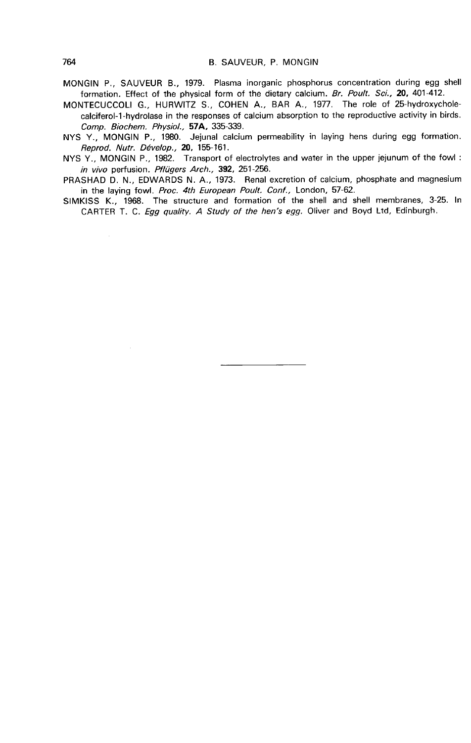MONGIN P., SAUVEUR B., 1979. Plasma inorganic phosphorus concentration during egg shell formation. Effect of the physical form of the dietary calcium. *Br. Poult. Sci.*, **20**, 401-412.

MONTECUCCOLI G., HURWITZ S., COHEN A., BAR A., 1977. The role of 25-hydroxycholecalciferol-1-hydrolase in the responses of calcium absorption to the reproductive activity in birds. *Comp. Biochem. Physiol.*, **57A**, 335-339.

NYS Y., MONGIN P., 1980. Jejunal calcium permeability in laying hens during egg formation. *Reprod. Nutr. Dévelop.*, **20**, 155-161.

NYS Y., MONGIN P., 1982. Transport of electrolytes and water in the upper jejunum of the fowl : *in vivo* perfusion. *Pflügers Arch.*, **392**, 251-256.

PRASHAD D. N., EDWARDS N. A., 1973. Renal excretion of calcium, phosphate and magnesium in the laying fowl. *Proc. 4th European Poult. Conf.*, London, 57-62.

SIMKISS K., 1968. The structure and formation of the shell and shell membranes, 3-25. In CARTER T. C. *Egg quality. A Study of the hen's egg.* Oliver and Boyd Ltd, Edinburgh.